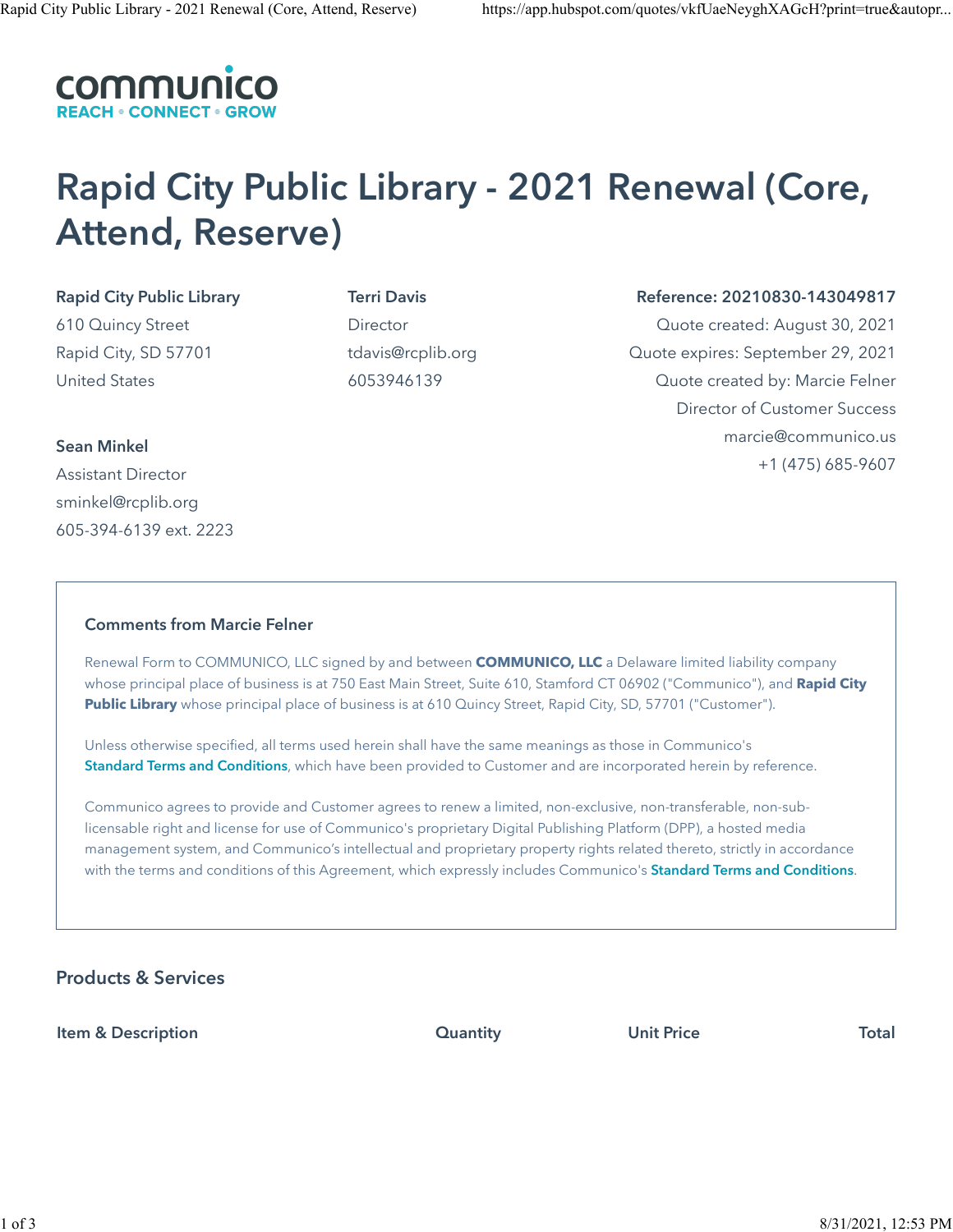**communico**
REACH • CONNECT • GROW

# Rapid City Public Library - 2021 Renewal (Core, Attend, Reserve)

**Rapid City Public Library**
610 Quincy Street
Rapid City, SD 57701
United States

**Terri Davis**
Director
tdavis@rcplib.org
6053946139

**Reference: 20210830-143049817**
Quote created: August 30, 2021
Quote expires: September 29, 2021
Quote created by: Marcie Felner
Director of Customer Success
marcie@communico.us
+1 (475) 685-9607

**Sean Minkel**
Assistant Director
sminkel@rcplib.org
605-394-6139 ext. 2223

### Comments from Marcie Felner

Renewal Form to COMMUNICO, LLC signed by and between **COMMUNICO, LLC** a Delaware limited liability company whose principal place of business is at 750 East Main Street, Suite 610, Stamford CT 06902 ("Communico"), and **Rapid City Public Library** whose principal place of business is at 610 Quincy Street, Rapid City, SD, 57701 ("Customer").

Unless otherwise specified, all terms used herein shall have the same meanings as those in Communico's **Standard Terms and Conditions**, which have been provided to Customer and are incorporated herein by reference.

Communico agrees to provide and Customer agrees to renew a limited, non-exclusive, non-transferable, non-sub-licensable right and license for use of Communico's proprietary Digital Publishing Platform (DPP), a hosted media management system, and Communico's intellectual and proprietary property rights related thereto, strictly in accordance with the terms and conditions of this Agreement, which expressly includes Communico's **Standard Terms and Conditions**.

## Products & Services

| Item & Description | Quantity | Unit Price | Total |
| --- | --- | --- | --- |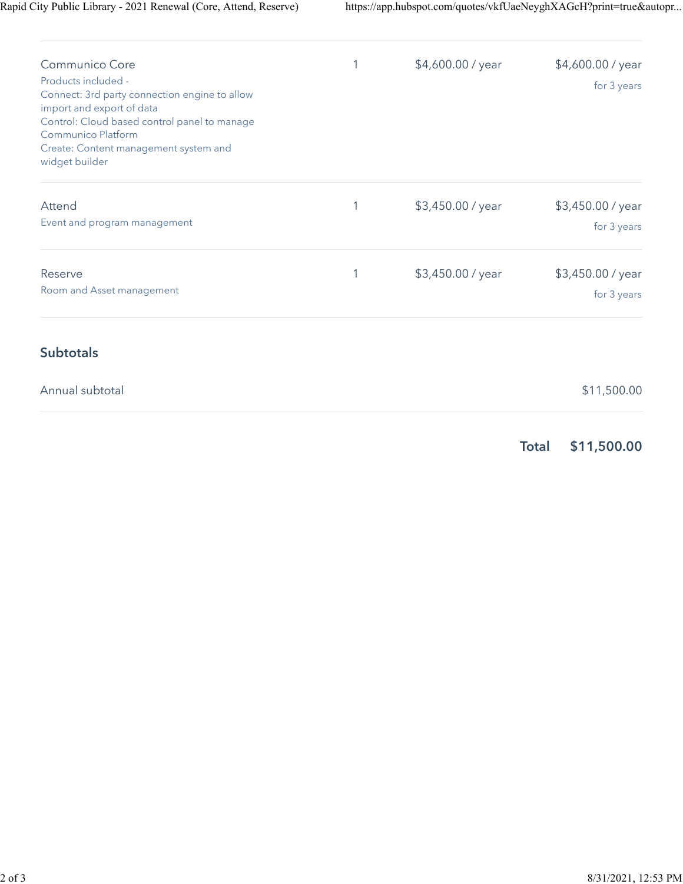| | | | |
|---|---|---|---|
| Communico Core<br>Products included -<br>Connect: 3rd party connection engine to allow import and export of data<br>Control: Cloud based control panel to manage Communico Platform<br>Create: Content management system and widget builder | 1 | $4,600.00 / year | $4,600.00 / year<br>for 3 years |
| Attend<br>Event and program management | 1 | $3,450.00 / year | $3,450.00 / year<br>for 3 years |
| Reserve<br>Room and Asset management | 1 | $3,450.00 / year | $3,450.00 / year<br>for 3 years |

## Subtotals

| | |
|---|---|
| Annual subtotal | $11,500.00 |

**Total $11,500.00**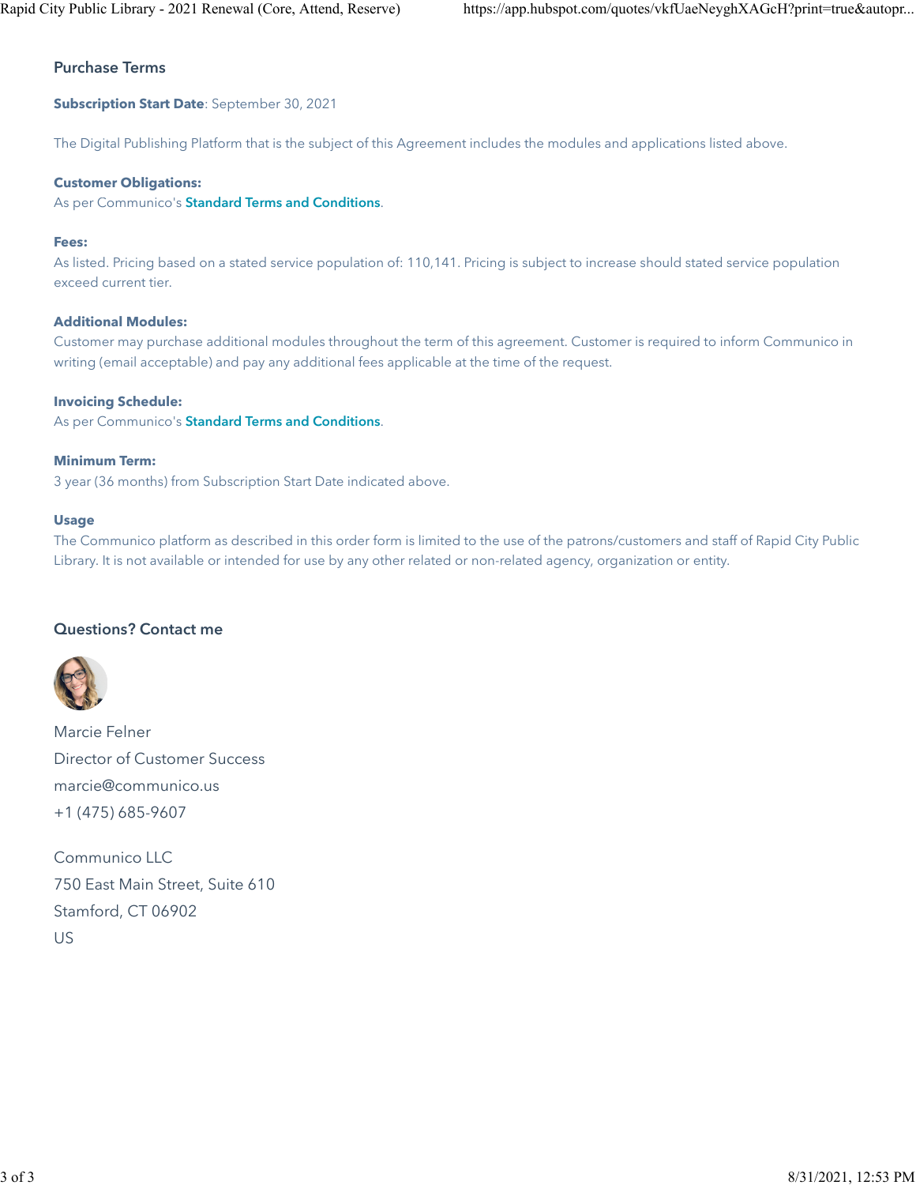## Purchase Terms

**Subscription Start Date**: September 30, 2021

The Digital Publishing Platform that is the subject of this Agreement includes the modules and applications listed above.

**Customer Obligations:**
As per Communico's **Standard Terms and Conditions**.

**Fees:**
As listed. Pricing based on a stated service population of: 110,141. Pricing is subject to increase should stated service population exceed current tier.

**Additional Modules:**
Customer may purchase additional modules throughout the term of this agreement. Customer is required to inform Communico in writing (email acceptable) and pay any additional fees applicable at the time of the request.

**Invoicing Schedule:**
As per Communico's **Standard Terms and Conditions**.

**Minimum Term:**
3 year (36 months) from Subscription Start Date indicated above.

**Usage**
The Communico platform as described in this order form is limited to the use of the patrons/customers and staff of Rapid City Public Library. It is not available or intended for use by any other related or non-related agency, organization or entity.

## Questions? Contact me

Marcie Felner
Director of Customer Success
marcie@communico.us
+1 (475) 685-9607

Communico LLC
750 East Main Street, Suite 610
Stamford, CT 06902
US